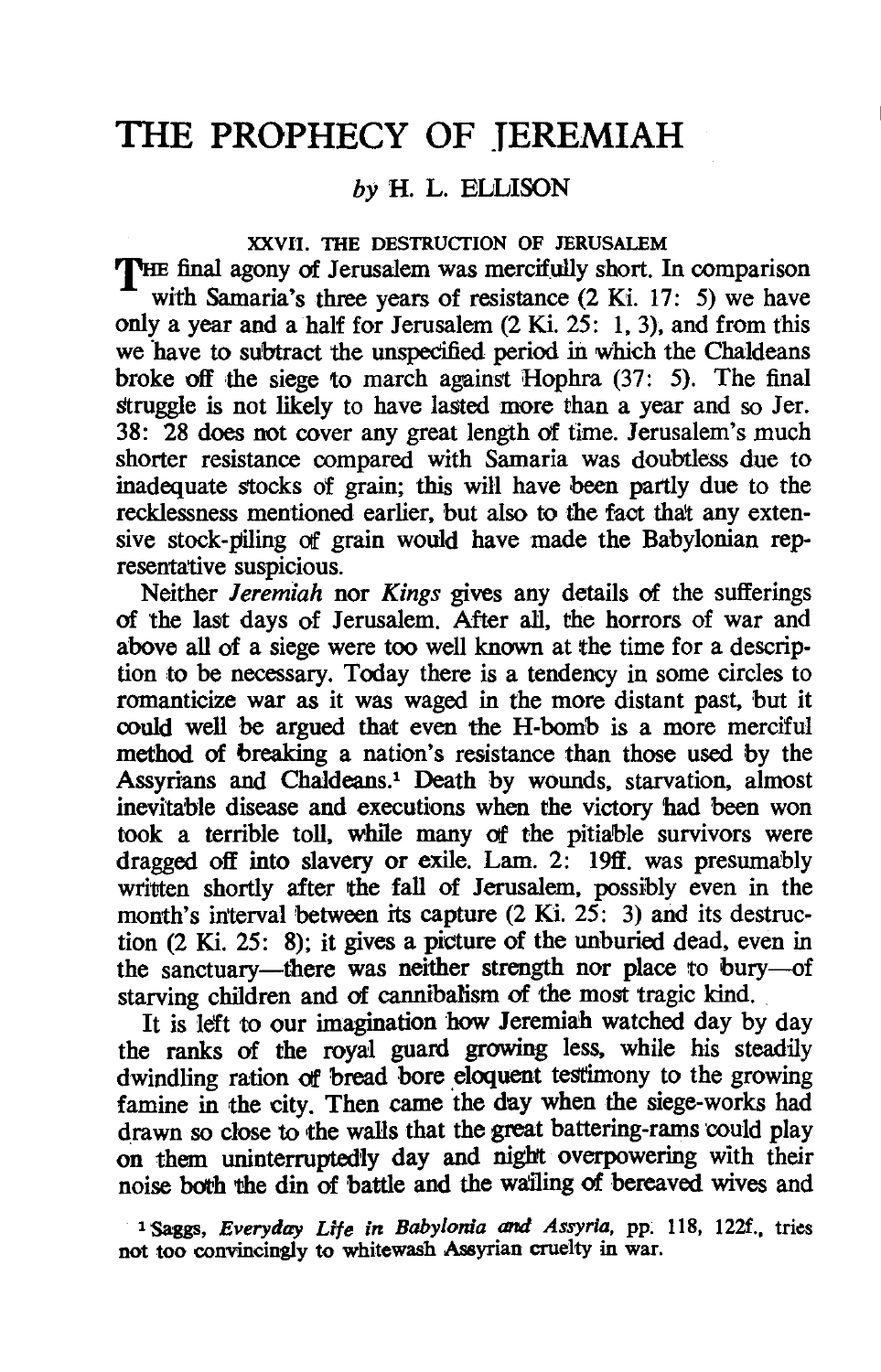# THE PROPHECY OF JEREMIAH

*by* H. L. ELLISON

## XXVII. THE DESTRUCTION OF JERUSALEM

THE final agony of Jerusalem was mercifully short. In comparison with Samaria's three years of resistance (2 Ki. 17: 5) we have only a year and a half for Jerusalem (2 Ki. 25: 1, 3), and from this we have to subtract the unspecified period in which the Chaldeans broke off the siege to march against Hophra (37: 5). The final struggle is not likely to have lasted more than a year and so Jer. 38: 28 does not cover any great length of time. Jerusalem's much shorter resistance compared with Samaria was doubtless due to inadequate stocks of grain; this will have been partly due to the recklessness mentioned earlier, but also to the fact that any extensive stock-piling of grain would have made the Babylonian representative suspicious.

Neither *Jeremiah* nor *Kings* gives any details of the sufferings of the last days of Jerusalem. After all, the horrors of war and above all of a siege were too well known at the time for a description to be necessary. Today there is a tendency in some circles to romanticize war as it was waged in the more distant past, but it could well be argued that even the H-bomb is a more merciful method of breaking a nation's resistance than those used by the Assyrians and Chaldeans.[1] Death by wounds, starvation, almost inevitable disease and executions when the victory had been won took a terrible toll, while many of the pitiable survivors were dragged off into slavery or exile. Lam. 2: 19ff. was presumably written shortly after the fall of Jerusalem, possibly even in the month's interval between its capture (2 Ki. 25: 3) and its destruction (2 Ki. 25: 8); it gives a picture of the unburied dead, even in the sanctuary—there was neither strength nor place to bury—of starving children and of cannibalism of the most tragic kind.

It is left to our imagination how Jeremiah watched day by day the ranks of the royal guard growing less, while his steadily dwindling ration of bread bore eloquent testimony to the growing famine in the city. Then came the day when the siege-works had drawn so close to the walls that the great battering-rams could play on them uninterruptedly day and night overpowering with their noise both the din of battle and the wailing of bereaved wives and

[1] Saggs, *Everyday Life in Babylonia and Assyria*, pp. 118, 122f., tries not too convincingly to whitewash Assyrian cruelty in war.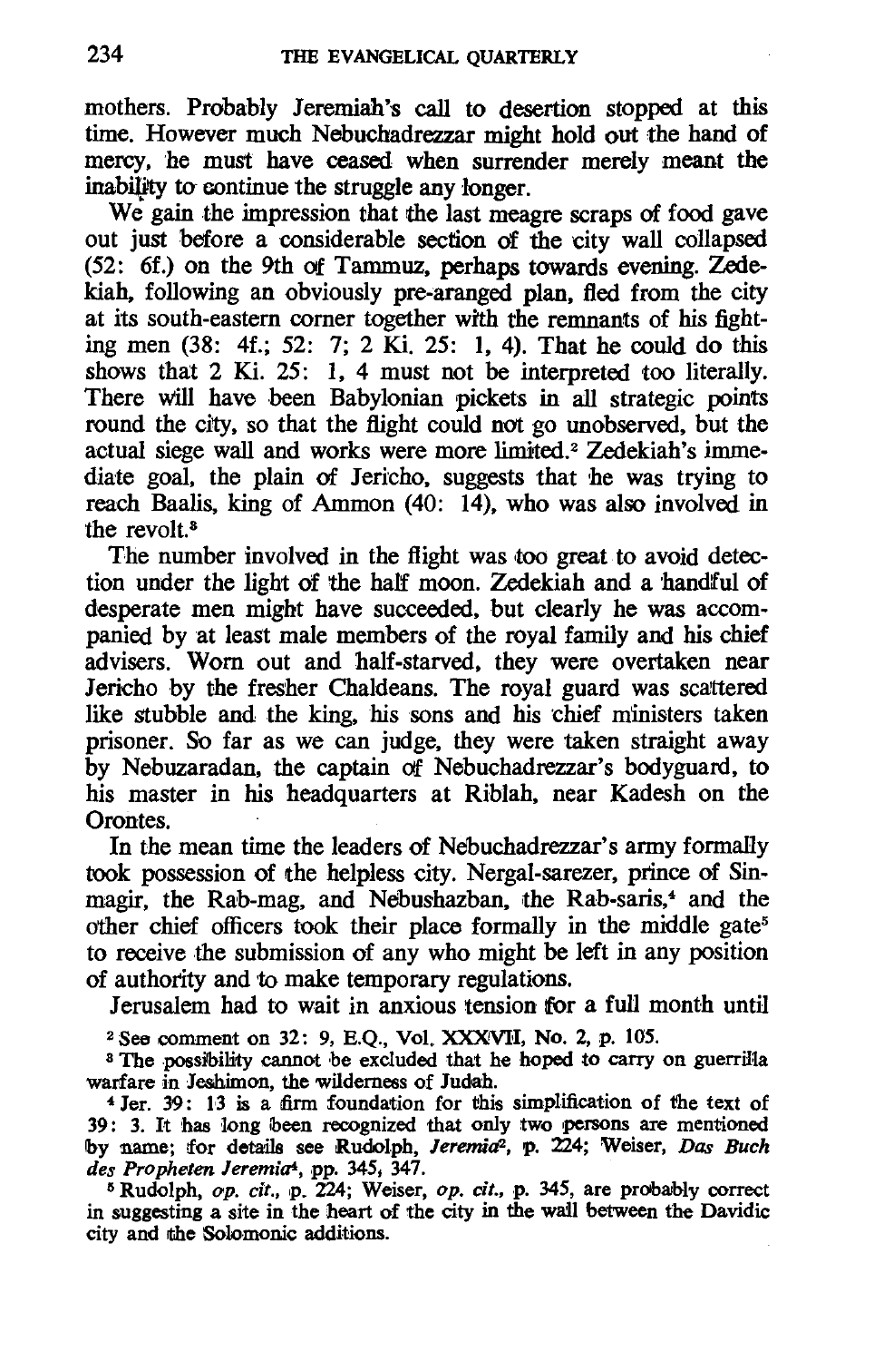mothers. Probably Jeremiah's call to desertion stopped at this time. However much Nebuchadrezzar might hold out the hand of mercy, he must have ceased when surrender merely meant the inability to continue the struggle any longer.

We gain the impression that the last meagre scraps of food gave out just before a considerable section of the city wall collapsed (52: 6f.) on the 9th of Tammuz, perhaps towards evening. Zedekiah, following an obviously pre-aranged plan, fled from the city at its south-eastern corner together with the remnants of his fighting men (38: 4f.; 52: 7; 2 Ki. 25: 1, 4). That he could do this shows that 2 Ki. 25: 1, 4 must not be interpreted too literally. There will have been Babylonian pickets in all strategic points round the city, so that the flight could not go unobserved, but the actual siege wall and works were more limited.[2] Zedekiah's immediate goal, the plain of Jericho, suggests that he was trying to reach Baalis, king of Ammon (40: 14), who was also involved in the revolt.[3]

The number involved in the flight was too great to avoid detection under the light of the half moon. Zedekiah and a handful of desperate men might have succeeded, but clearly he was accompanied by at least male members of the royal family and his chief advisers. Worn out and half-starved, they were overtaken near Jericho by the fresher Chaldeans. The royal guard was scattered like stubble and the king, his sons and his chief ministers taken prisoner. So far as we can judge, they were taken straight away by Nebuzaradan, the captain of Nebuchadrezzar's bodyguard, to his master in his headquarters at Riblah, near Kadesh on the Orontes.

In the mean time the leaders of Nebuchadrezzar's army formally took possession of the helpless city. Nergal-sarezer, prince of Sinmagir, the Rab-mag, and Nebushazban, the Rab-saris,[4] and the other chief officers took their place formally in the middle gate[5] to receive the submission of any who might be left in any position of authority and to make temporary regulations.

Jerusalem had to wait in anxious tension for a full month until

[2] See comment on 32: 9, E.Q., Vol. XXXVII, No. 2, p. 105.

[3] The possibility cannot be excluded that he hoped to carry on guerrilla warfare in Jeshimon, the wilderness of Judah.

[4] Jer. 39: 13 is a firm foundation for this simplification of the text of 39: 3. It has long been recognized that only two persons are mentioned by name; for details see Rudolph, *Jeremia*², p. 224; Weiser, *Das Buch des Propheten Jeremia*⁴, pp. 345, 347.

[5] Rudolph, *op. cit.*, p. 224; Weiser, *op. cit.*, p. 345, are probably correct in suggesting a site in the heart of the city in the wall between the Davidic city and the Solomonic additions.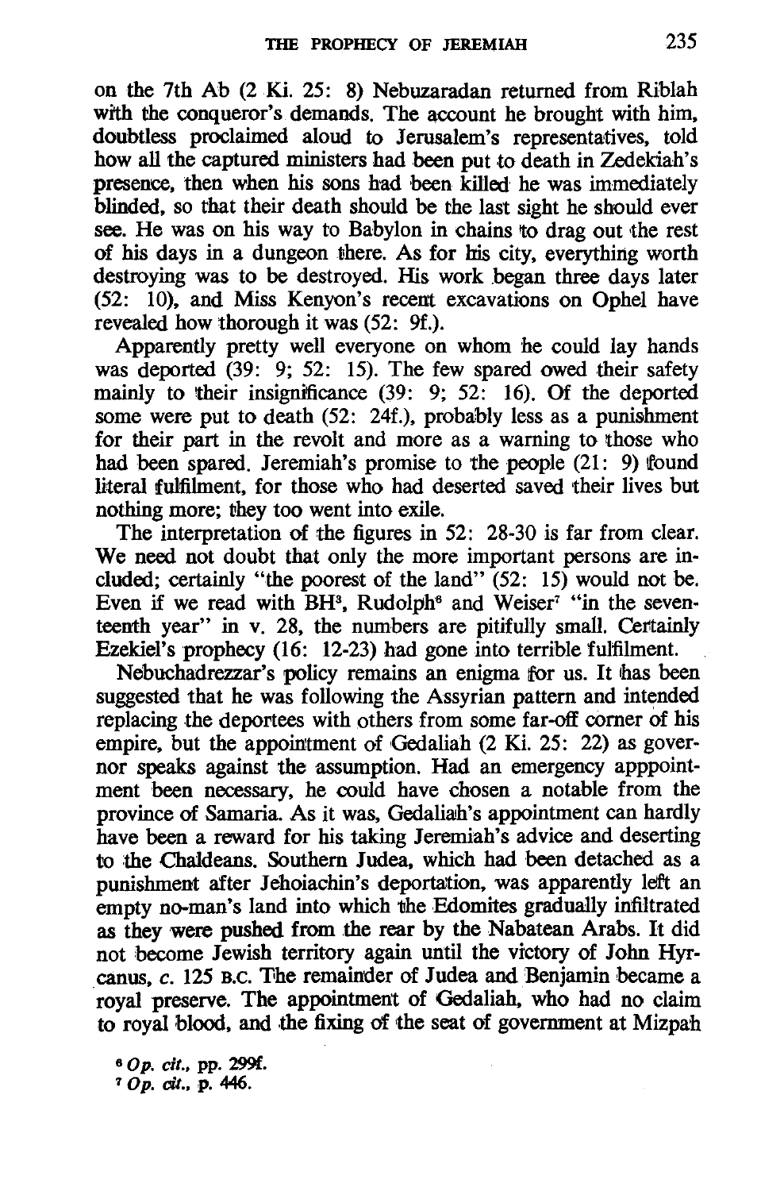on the 7th Ab (2 Ki. 25: 8) Nebuzaradan returned from Riblah with the conqueror's demands. The account he brought with him, doubtless proclaimed aloud to Jerusalem's representatives, told how all the captured ministers had been put to death in Zedekiah's presence, then when his sons had been killed he was immediately blinded, so that their death should be the last sight he should ever see. He was on his way to Babylon in chains to drag out the rest of his days in a dungeon there. As for his city, everything worth destroying was to be destroyed. His work began three days later (52: 10), and Miss Kenyon's recent excavations on Ophel have revealed how thorough it was (52: 9f.).

Apparently pretty well everyone on whom he could lay hands was deported (39: 9; 52: 15). The few spared owed their safety mainly to their insignificance (39: 9; 52: 16). Of the deported some were put to death (52: 24f.), probably less as a punishment for their part in the revolt and more as a warning to those who had been spared. Jeremiah's promise to the people (21: 9) found literal fulfilment, for those who had deserted saved their lives but nothing more; they too went into exile.

The interpretation of the figures in 52: 28-30 is far from clear. We need not doubt that only the more important persons are included; certainly "the poorest of the land" (52: 15) would not be. Even if we read with BH[3], Rudolph[6] and Weiser[7] "in the seventeenth year" in v. 28, the numbers are pitifully small. Certainly Ezekiel's prophecy (16: 12-23) had gone into terrible fulfilment.

Nebuchadrezzar's policy remains an enigma for us. It has been suggested that he was following the Assyrian pattern and intended replacing the deportees with others from some far-off corner of his empire, but the appointment of Gedaliah (2 Ki. 25: 22) as governor speaks against the assumption. Had an emergency apppointment been necessary, he could have chosen a notable from the province of Samaria. As it was, Gedaliah's appointment can hardly have been a reward for his taking Jeremiah's advice and deserting to the Chaldeans. Southern Judea, which had been detached as a punishment after Jehoiachin's deportation, was apparently left an empty no-man's land into which the Edomites gradually infiltrated as they were pushed from the rear by the Nabatean Arabs. It did not become Jewish territory again until the victory of John Hyrcanus, *c.* 125 B.C. The remainder of Judea and Benjamin became a royal preserve. The appointment of Gedaliah, who had no claim to royal blood, and the fixing of the seat of government at Mizpah

[6] *Op. cit.*, pp. 299f.

[7] *Op. cit.*, p. 446.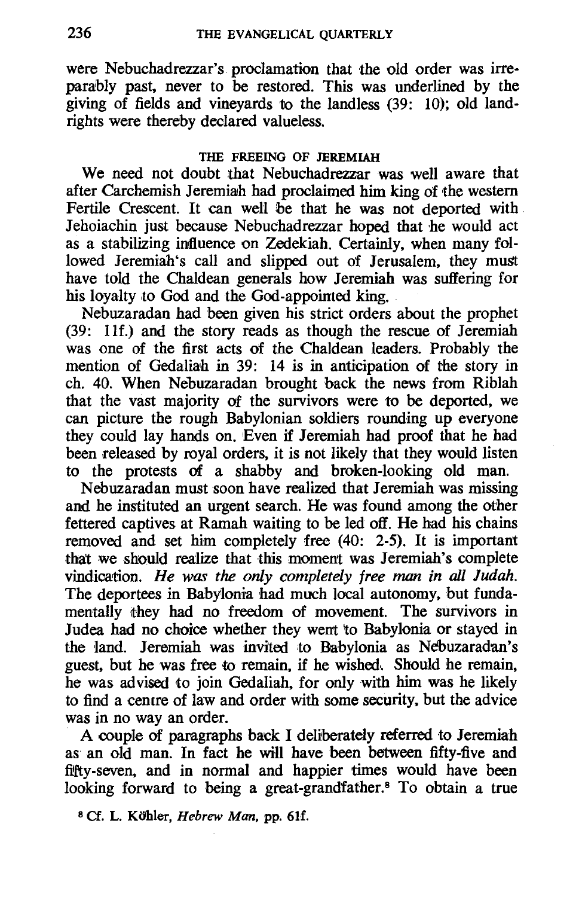were Nebuchadrezzar's proclamation that the old order was irreparably past, never to be restored. This was underlined by the giving of fields and vineyards to the landless (39: 10); old land-rights were thereby declared valueless.

### THE FREEING OF JEREMIAH

We need not doubt that Nebuchadrezzar was well aware that after Carchemish Jeremiah had proclaimed him king of the western Fertile Crescent. It can well be that he was not deported with Jehoiachin just because Nebuchadrezzar hoped that he would act as a stabilizing influence on Zedekiah. Certainly, when many followed Jeremiah's call and slipped out of Jerusalem, they must have told the Chaldean generals how Jeremiah was suffering for his loyalty to God and the God-appointed king.

Nebuzaradan had been given his strict orders about the prophet (39: 11f.) and the story reads as though the rescue of Jeremiah was one of the first acts of the Chaldean leaders. Probably the mention of Gedaliah in 39: 14 is in anticipation of the story in ch. 40. When Nebuzaradan brought back the news from Riblah that the vast majority of the survivors were to be deported, we can picture the rough Babylonian soldiers rounding up everyone they could lay hands on. Even if Jeremiah had proof that he had been released by royal orders, it is not likely that they would listen to the protests of a shabby and broken-looking old man.

Nebuzaradan must soon have realized that Jeremiah was missing and he instituted an urgent search. He was found among the other fettered captives at Ramah waiting to be led off. He had his chains removed and set him completely free (40: 2-5). It is important that we should realize that this moment was Jeremiah's complete vindication. *He was the only completely free man in all Judah.* The deportees in Babylonia had much local autonomy, but fundamentally they had no freedom of movement. The survivors in Judea had no choice whether they went to Babylonia or stayed in the land. Jeremiah was invited to Babylonia as Nebuzaradan's guest, but he was free to remain, if he wished. Should he remain, he was advised to join Gedaliah, for only with him was he likely to find a centre of law and order with some security, but the advice was in no way an order.

A couple of paragraphs back I deliberately referred to Jeremiah as an old man. In fact he will have been between fifty-five and fifty-seven, and in normal and happier times would have been looking forward to being a great-grandfather.[8] To obtain a true

[8] Cf. L. Köhler, *Hebrew Man*, pp. 61f.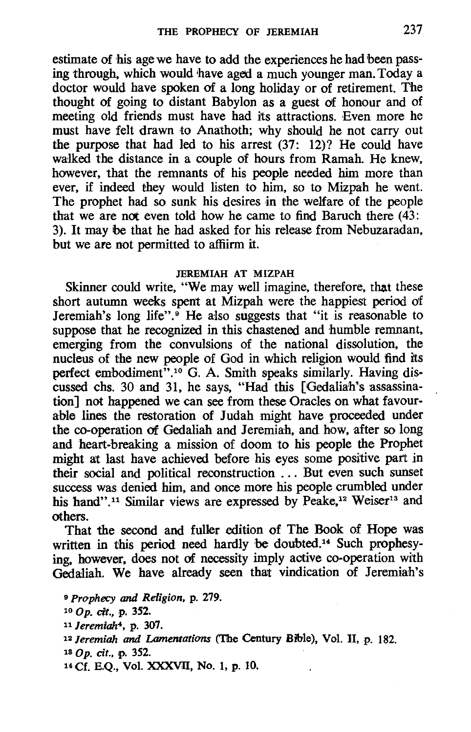estimate of his age we have to add the experiences he had been passing through, which would have aged a much younger man. Today a doctor would have spoken of a long holiday or of retirement. The thought of going to distant Babylon as a guest of honour and of meeting old friends must have had its attractions. Even more he must have felt drawn to Anathoth; why should he not carry out the purpose that had led to his arrest (37: 12)? He could have walked the distance in a couple of hours from Ramah. He knew, however, that the remnants of his people needed him more than ever, if indeed they would listen to him, so to Mizpah he went. The prophet had so sunk his desires in the welfare of the people that we are not even told how he came to find Baruch there (43: 3). It may be that he had asked for his release from Nebuzaradan, but we are not permitted to affiirm it.

## JEREMIAH AT MIZPAH

Skinner could write, "We may well imagine, therefore, that these short autumn weeks spent at Mizpah were the happiest period of Jeremiah's long life".[9] He also suggests that "it is reasonable to suppose that he recognized in this chastened and humble remnant, emerging from the convulsions of the national dissolution, the nucleus of the new people of God in which religion would find its perfect embodiment".[10] G. A. Smith speaks similarly. Having discussed chs. 30 and 31, he says, "Had this [Gedaliah's assassination] not happened we can see from these Oracles on what favourable lines the restoration of Judah might have proceeded under the co-operation of Gedaliah and Jeremiah, and how, after so long and heart-breaking a mission of doom to his people the Prophet might at last have achieved before his eyes some positive part in their social and political reconstruction ... But even such sunset success was denied him, and once more his people crumbled under his hand".[11] Similar views are expressed by Peake,[12] Weiser[13] and others.

That the second and fuller edition of The Book of Hope was written in this period need hardly be doubted.[14] Such prophesying, however, does not of necessity imply active co-operation with Gedaliah. We have already seen that vindication of Jeremiah's

[9] *Prophecy and Religion*, p. 279.

[10] *Op. cit.*, p. 352.

[11] *Jeremiah*[4], p. 307.

[12] *Jeremiah and Lamentations* (The Century Bible), Vol. II, p. 182.

[13] *Op. cit.*, p. 352.

[14] Cf. E.Q., Vol. XXXVII, No. 1, p. 10.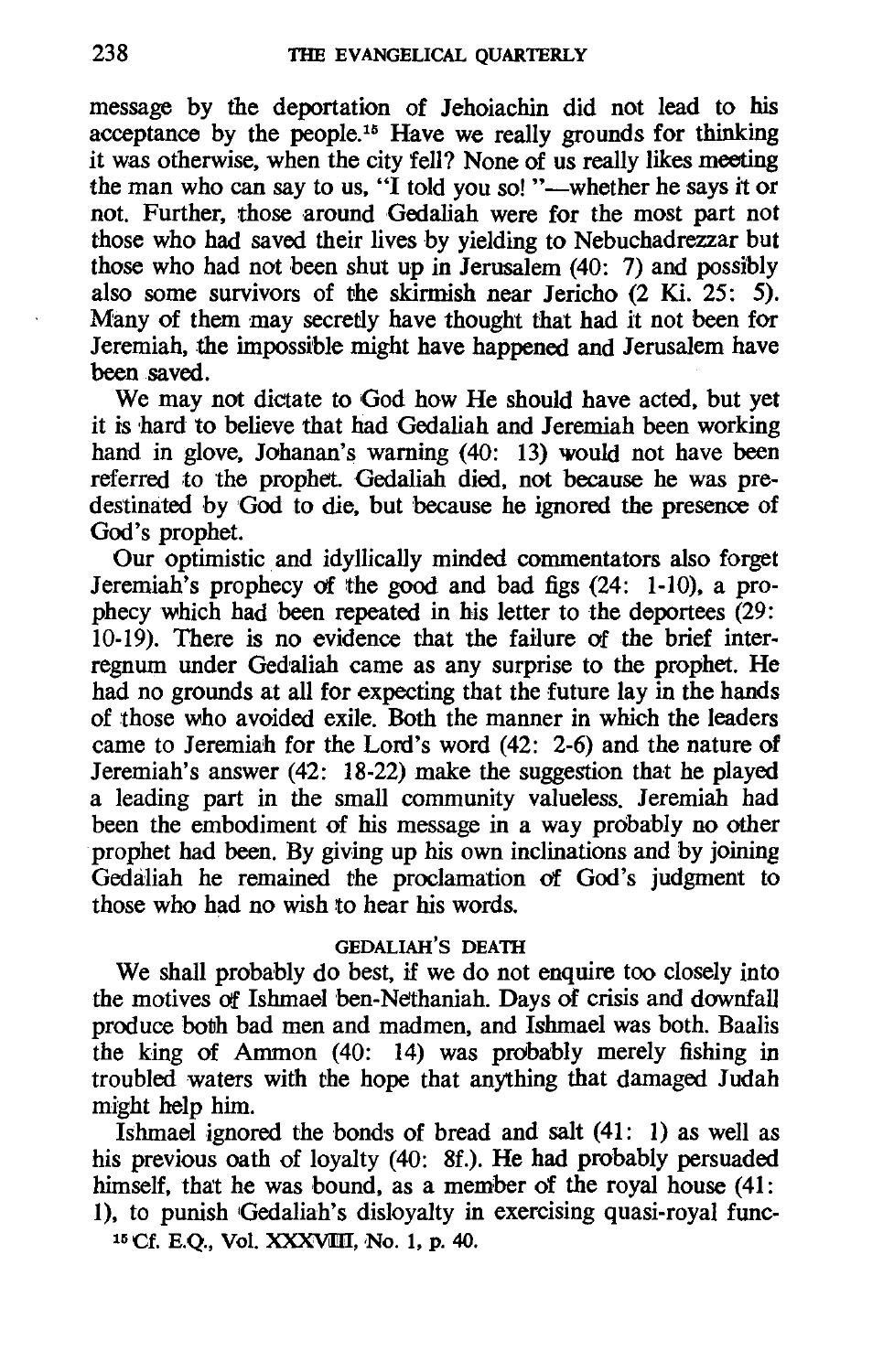message by the deportation of Jehoiachin did not lead to his acceptance by the people.[15] Have we really grounds for thinking it was otherwise, when the city fell? None of us really likes meeting the man who can say to us, "I told you so! "—whether he says it or not. Further, those around Gedaliah were for the most part not those who had saved their lives by yielding to Nebuchadrezzar but those who had not been shut up in Jerusalem (40: 7) and possibly also some survivors of the skirmish near Jericho (2 Ki. 25: 5). Many of them may secretly have thought that had it not been for Jeremiah, the impossible might have happened and Jerusalem have been saved.

We may not dictate to God how He should have acted, but yet it is hard to believe that had Gedaliah and Jeremiah been working hand in glove, Johanan's warning (40: 13) would not have been referred to the prophet. Gedaliah died, not because he was predestinated by God to die, but because he ignored the presence of God's prophet.

Our optimistic and idyllically minded commentators also forget Jeremiah's prophecy of the good and bad figs (24: 1-10), a prophecy which had been repeated in his letter to the deportees (29: 10-19). There is no evidence that the failure of the brief interregnum under Gedaliah came as any surprise to the prophet. He had no grounds at all for expecting that the future lay in the hands of those who avoided exile. Both the manner in which the leaders came to Jeremiah for the Lord's word (42: 2-6) and the nature of Jeremiah's answer (42: 18-22) make the suggestion that he played a leading part in the small community valueless. Jeremiah had been the embodiment of his message in a way probably no other prophet had been. By giving up his own inclinations and by joining Gedaliah he remained the proclamation of God's judgment to those who had no wish to hear his words.

## GEDALIAH'S DEATH

We shall probably do best, if we do not enquire too closely into the motives of Ishmael ben-Nethaniah. Days of crisis and downfall produce both bad men and madmen, and Ishmael was both. Baalis the king of Ammon (40: 14) was probably merely fishing in troubled waters with the hope that anything that damaged Judah might help him.

Ishmael ignored the bonds of bread and salt (41: 1) as well as his previous oath of loyalty (40: 8f.). He had probably persuaded himself, that he was bound, as a member of the royal house (41: 1), to punish Gedaliah's disloyalty in exercising quasi-royal func-

[15] Cf. E.Q., Vol. XXXVIII, No. 1, p. 40.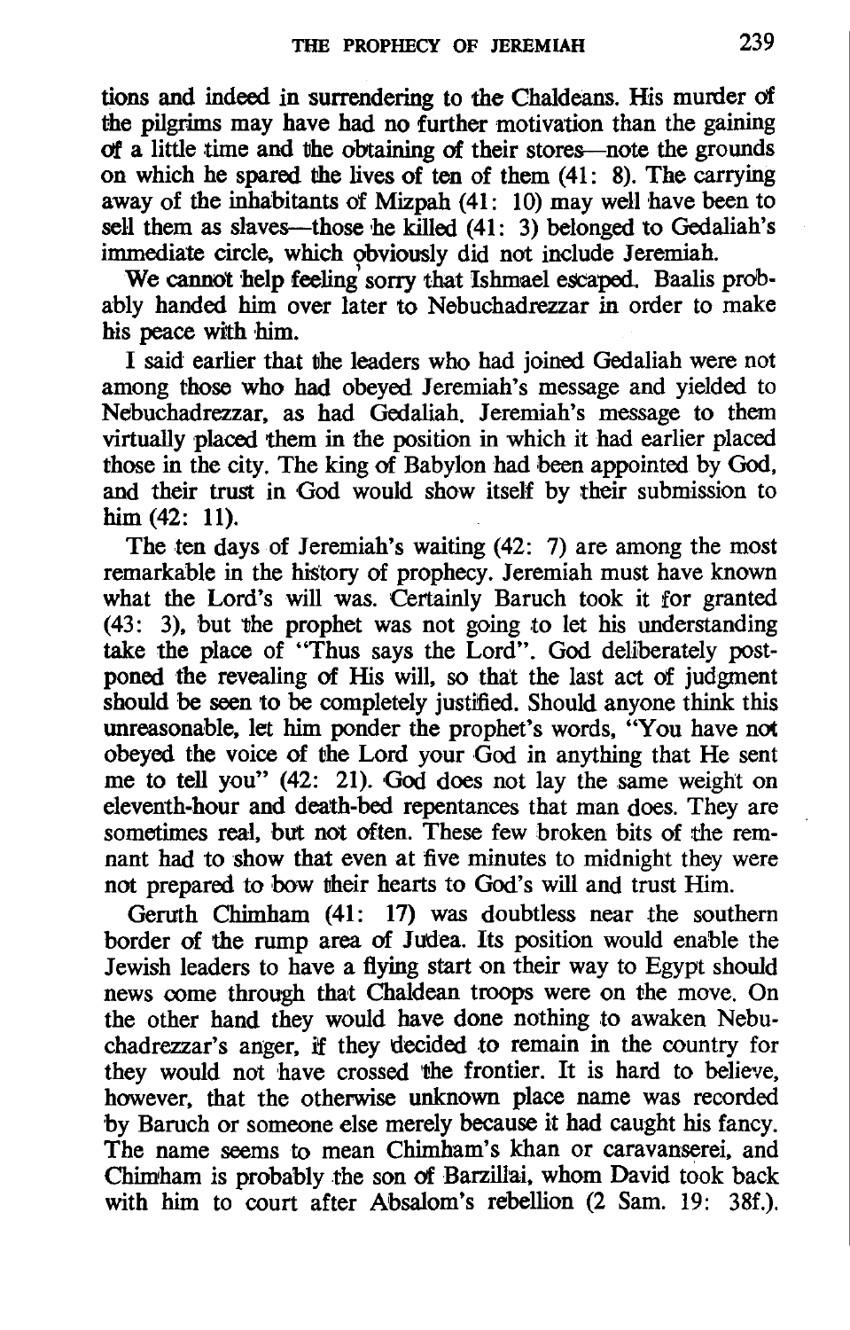tions and indeed in surrendering to the Chaldeans. His murder of the pilgrims may have had no further motivation than the gaining of a little time and the obtaining of their stores—note the grounds on which he spared the lives of ten of them (41: 8). The carrying away of the inhabitants of Mizpah (41: 10) may well have been to sell them as slaves—those he killed (41: 3) belonged to Gedaliah's immediate circle, which obviously did not include Jeremiah.

We cannot help feeling sorry that Ishmael escaped. Baalis probably handed him over later to Nebuchadrezzar in order to make his peace with him.

I said earlier that the leaders who had joined Gedaliah were not among those who had obeyed Jeremiah's message and yielded to Nebuchadrezzar, as had Gedaliah. Jeremiah's message to them virtually placed them in the position in which it had earlier placed those in the city. The king of Babylon had been appointed by God, and their trust in God would show itself by their submission to him (42: 11).

The ten days of Jeremiah's waiting (42: 7) are among the most remarkable in the history of prophecy. Jeremiah must have known what the Lord's will was. Certainly Baruch took it for granted (43: 3), but the prophet was not going to let his understanding take the place of "Thus says the Lord". God deliberately postponed the revealing of His will, so that the last act of judgment should be seen to be completely justified. Should anyone think this unreasonable, let him ponder the prophet's words, "You have not obeyed the voice of the Lord your God in anything that He sent me to tell you" (42: 21). God does not lay the same weight on eleventh-hour and death-bed repentances that man does. They are sometimes real, but not often. These few broken bits of the remnant had to show that even at five minutes to midnight they were not prepared to bow their hearts to God's will and trust Him.

Geruth Chimham (41: 17) was doubtless near the southern border of the rump area of Judea. Its position would enable the Jewish leaders to have a flying start on their way to Egypt should news come through that Chaldean troops were on the move. On the other hand they would have done nothing to awaken Nebuchadrezzar's anger, if they decided to remain in the country for they would not have crossed the frontier. It is hard to believe, however, that the otherwise unknown place name was recorded by Baruch or someone else merely because it had caught his fancy. The name seems to mean Chimham's khan or caravanserei, and Chimham is probably the son of Barzillai, whom David took back with him to court after Absalom's rebellion (2 Sam. 19: 38f.).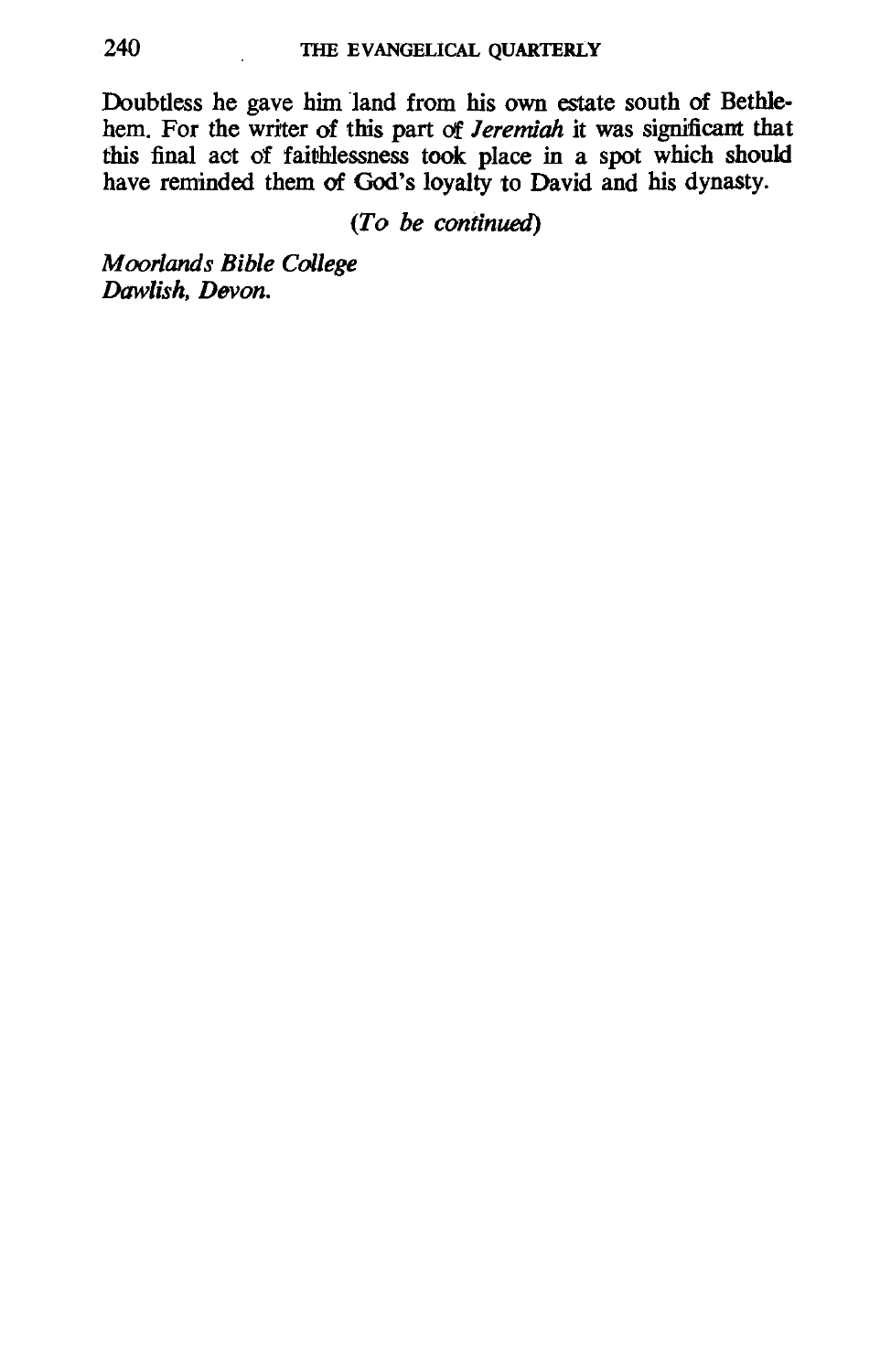Doubtless he gave him land from his own estate south of Bethlehem. For the writer of this part of *Jeremiah* it was significant that this final act of faithlessness took place in a spot which should have reminded them of God's loyalty to David and his dynasty.

*(To be continued)*

*Moorlands Bible College*
*Dawlish, Devon.*